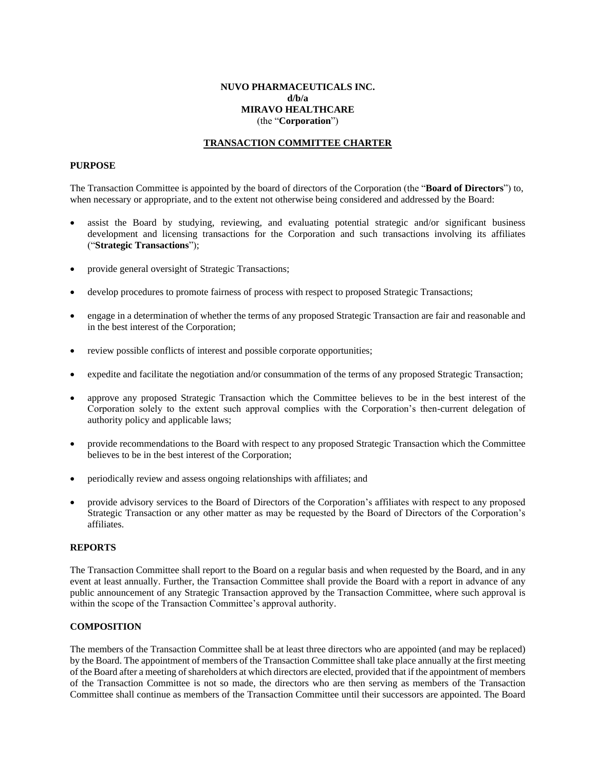**NUVO PHARMACEUTICALS INC.**
**d/b/a**
**MIRAVO HEALTHCARE**
(the "**Corporation**")

**TRANSACTION COMMITTEE CHARTER**

**PURPOSE**

The Transaction Committee is appointed by the board of directors of the Corporation (the "**Board of Directors**") to, when necessary or appropriate, and to the extent not otherwise being considered and addressed by the Board:

- assist the Board by studying, reviewing, and evaluating potential strategic and/or significant business development and licensing transactions for the Corporation and such transactions involving its affiliates ("**Strategic Transactions**");
- provide general oversight of Strategic Transactions;
- develop procedures to promote fairness of process with respect to proposed Strategic Transactions;
- engage in a determination of whether the terms of any proposed Strategic Transaction are fair and reasonable and in the best interest of the Corporation;
- review possible conflicts of interest and possible corporate opportunities;
- expedite and facilitate the negotiation and/or consummation of the terms of any proposed Strategic Transaction;
- approve any proposed Strategic Transaction which the Committee believes to be in the best interest of the Corporation solely to the extent such approval complies with the Corporation's then-current delegation of authority policy and applicable laws;
- provide recommendations to the Board with respect to any proposed Strategic Transaction which the Committee believes to be in the best interest of the Corporation;
- periodically review and assess ongoing relationships with affiliates; and
- provide advisory services to the Board of Directors of the Corporation's affiliates with respect to any proposed Strategic Transaction or any other matter as may be requested by the Board of Directors of the Corporation's affiliates.

**REPORTS**

The Transaction Committee shall report to the Board on a regular basis and when requested by the Board, and in any event at least annually. Further, the Transaction Committee shall provide the Board with a report in advance of any public announcement of any Strategic Transaction approved by the Transaction Committee, where such approval is within the scope of the Transaction Committee's approval authority.

**COMPOSITION**

The members of the Transaction Committee shall be at least three directors who are appointed (and may be replaced) by the Board. The appointment of members of the Transaction Committee shall take place annually at the first meeting of the Board after a meeting of shareholders at which directors are elected, provided that if the appointment of members of the Transaction Committee is not so made, the directors who are then serving as members of the Transaction Committee shall continue as members of the Transaction Committee until their successors are appointed. The Board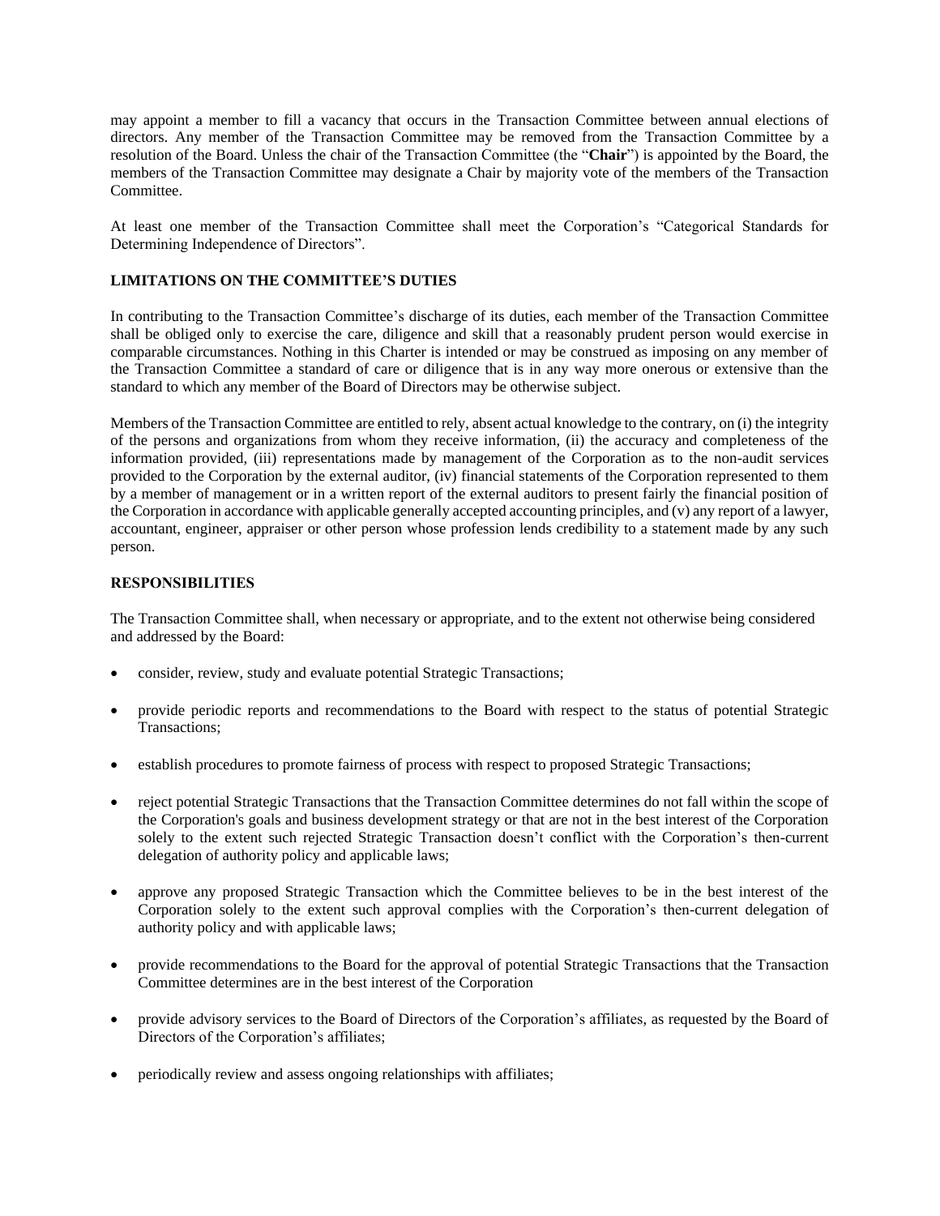may appoint a member to fill a vacancy that occurs in the Transaction Committee between annual elections of directors. Any member of the Transaction Committee may be removed from the Transaction Committee by a resolution of the Board. Unless the chair of the Transaction Committee (the "**Chair**") is appointed by the Board, the members of the Transaction Committee may designate a Chair by majority vote of the members of the Transaction Committee.

At least one member of the Transaction Committee shall meet the Corporation's "Categorical Standards for Determining Independence of Directors".

## LIMITATIONS ON THE COMMITTEE'S DUTIES

In contributing to the Transaction Committee's discharge of its duties, each member of the Transaction Committee shall be obliged only to exercise the care, diligence and skill that a reasonably prudent person would exercise in comparable circumstances. Nothing in this Charter is intended or may be construed as imposing on any member of the Transaction Committee a standard of care or diligence that is in any way more onerous or extensive than the standard to which any member of the Board of Directors may be otherwise subject.

Members of the Transaction Committee are entitled to rely, absent actual knowledge to the contrary, on (i) the integrity of the persons and organizations from whom they receive information, (ii) the accuracy and completeness of the information provided, (iii) representations made by management of the Corporation as to the non-audit services provided to the Corporation by the external auditor, (iv) financial statements of the Corporation represented to them by a member of management or in a written report of the external auditors to present fairly the financial position of the Corporation in accordance with applicable generally accepted accounting principles, and (v) any report of a lawyer, accountant, engineer, appraiser or other person whose profession lends credibility to a statement made by any such person.

## RESPONSIBILITIES

The Transaction Committee shall, when necessary or appropriate, and to the extent not otherwise being considered and addressed by the Board:

- consider, review, study and evaluate potential Strategic Transactions;
- provide periodic reports and recommendations to the Board with respect to the status of potential Strategic Transactions;
- establish procedures to promote fairness of process with respect to proposed Strategic Transactions;
- reject potential Strategic Transactions that the Transaction Committee determines do not fall within the scope of the Corporation's goals and business development strategy or that are not in the best interest of the Corporation solely to the extent such rejected Strategic Transaction doesn't conflict with the Corporation's then-current delegation of authority policy and applicable laws;
- approve any proposed Strategic Transaction which the Committee believes to be in the best interest of the Corporation solely to the extent such approval complies with the Corporation's then-current delegation of authority policy and with applicable laws;
- provide recommendations to the Board for the approval of potential Strategic Transactions that the Transaction Committee determines are in the best interest of the Corporation
- provide advisory services to the Board of Directors of the Corporation's affiliates, as requested by the Board of Directors of the Corporation's affiliates;
- periodically review and assess ongoing relationships with affiliates;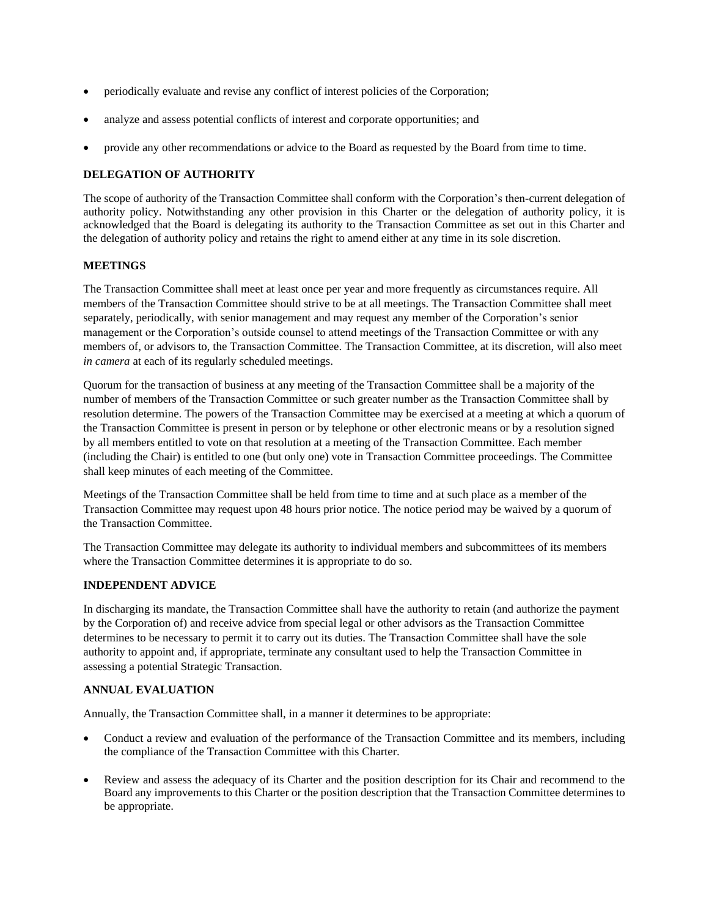- periodically evaluate and revise any conflict of interest policies of the Corporation;
- analyze and assess potential conflicts of interest and corporate opportunities; and
- provide any other recommendations or advice to the Board as requested by the Board from time to time.

## DELEGATION OF AUTHORITY

The scope of authority of the Transaction Committee shall conform with the Corporation's then-current delegation of authority policy. Notwithstanding any other provision in this Charter or the delegation of authority policy, it is acknowledged that the Board is delegating its authority to the Transaction Committee as set out in this Charter and the delegation of authority policy and retains the right to amend either at any time in its sole discretion.

## MEETINGS

The Transaction Committee shall meet at least once per year and more frequently as circumstances require. All members of the Transaction Committee should strive to be at all meetings. The Transaction Committee shall meet separately, periodically, with senior management and may request any member of the Corporation's senior management or the Corporation's outside counsel to attend meetings of the Transaction Committee or with any members of, or advisors to, the Transaction Committee. The Transaction Committee, at its discretion, will also meet *in camera* at each of its regularly scheduled meetings.

Quorum for the transaction of business at any meeting of the Transaction Committee shall be a majority of the number of members of the Transaction Committee or such greater number as the Transaction Committee shall by resolution determine. The powers of the Transaction Committee may be exercised at a meeting at which a quorum of the Transaction Committee is present in person or by telephone or other electronic means or by a resolution signed by all members entitled to vote on that resolution at a meeting of the Transaction Committee. Each member (including the Chair) is entitled to one (but only one) vote in Transaction Committee proceedings. The Committee shall keep minutes of each meeting of the Committee.

Meetings of the Transaction Committee shall be held from time to time and at such place as a member of the Transaction Committee may request upon 48 hours prior notice. The notice period may be waived by a quorum of the Transaction Committee.

The Transaction Committee may delegate its authority to individual members and subcommittees of its members where the Transaction Committee determines it is appropriate to do so.

## INDEPENDENT ADVICE

In discharging its mandate, the Transaction Committee shall have the authority to retain (and authorize the payment by the Corporation of) and receive advice from special legal or other advisors as the Transaction Committee determines to be necessary to permit it to carry out its duties. The Transaction Committee shall have the sole authority to appoint and, if appropriate, terminate any consultant used to help the Transaction Committee in assessing a potential Strategic Transaction.

## ANNUAL EVALUATION

Annually, the Transaction Committee shall, in a manner it determines to be appropriate:

- Conduct a review and evaluation of the performance of the Transaction Committee and its members, including the compliance of the Transaction Committee with this Charter.
- Review and assess the adequacy of its Charter and the position description for its Chair and recommend to the Board any improvements to this Charter or the position description that the Transaction Committee determines to be appropriate.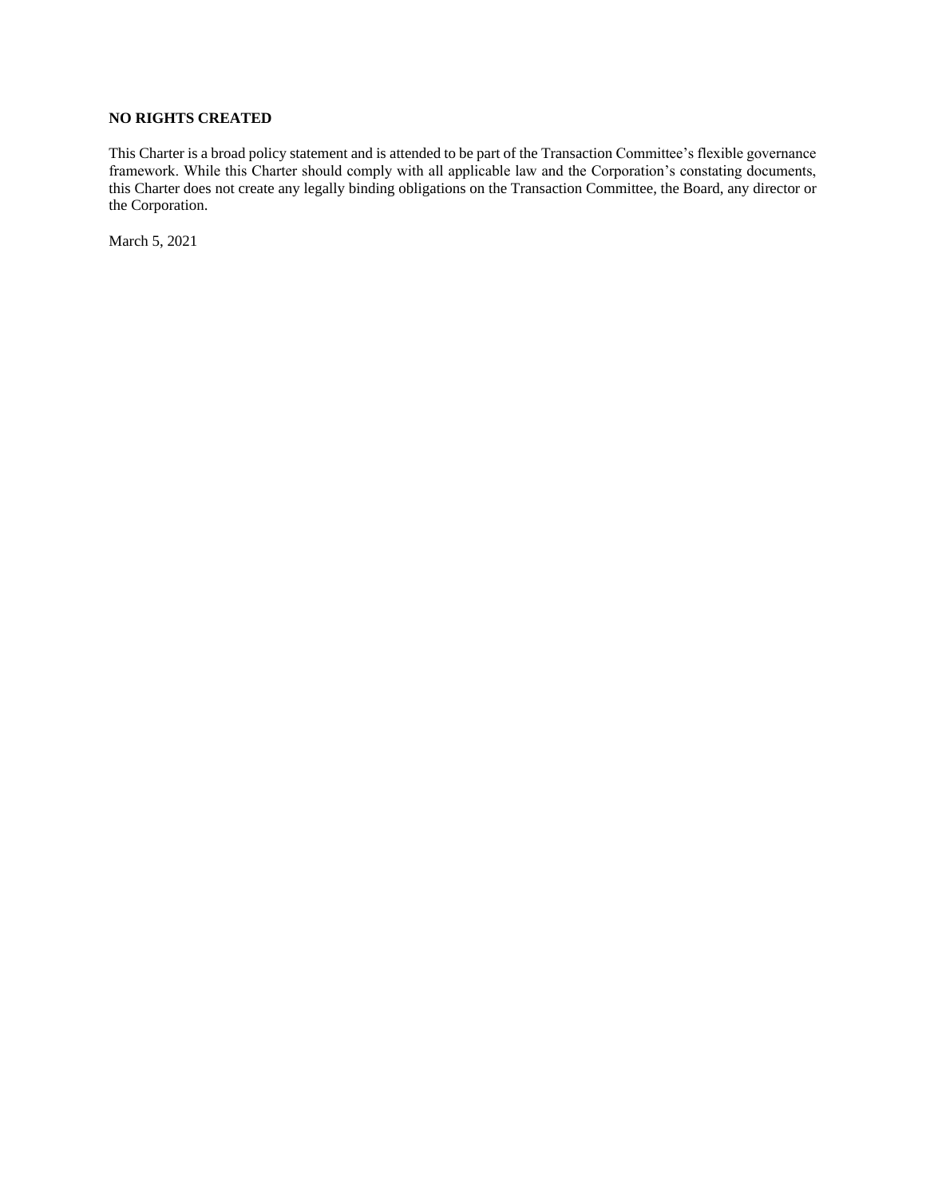**NO RIGHTS CREATED**

This Charter is a broad policy statement and is attended to be part of the Transaction Committee's flexible governance framework. While this Charter should comply with all applicable law and the Corporation's constating documents, this Charter does not create any legally binding obligations on the Transaction Committee, the Board, any director or the Corporation.

March 5, 2021